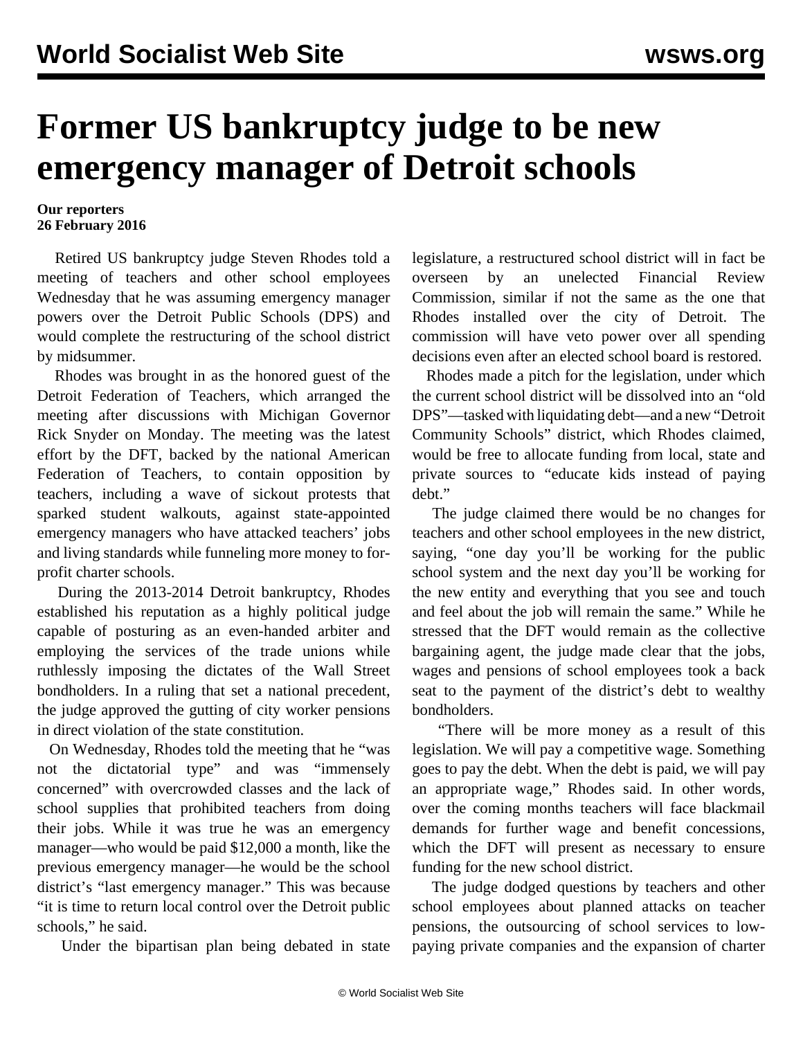# Former US bankruptcy judge to be new emergency manager of Detroit schools

**Our reporters**
**26 February 2016**

Retired US bankruptcy judge Steven Rhodes told a meeting of teachers and other school employees Wednesday that he was assuming emergency manager powers over the Detroit Public Schools (DPS) and would complete the restructuring of the school district by midsummer.

Rhodes was brought in as the honored guest of the Detroit Federation of Teachers, which arranged the meeting after discussions with Michigan Governor Rick Snyder on Monday. The meeting was the latest effort by the DFT, backed by the national American Federation of Teachers, to contain opposition by teachers, including a wave of sickout protests that sparked student walkouts, against state-appointed emergency managers who have attacked teachers' jobs and living standards while funneling more money to for-profit charter schools.

During the 2013-2014 Detroit bankruptcy, Rhodes established his reputation as a highly political judge capable of posturing as an even-handed arbiter and employing the services of the trade unions while ruthlessly imposing the dictates of the Wall Street bondholders. In a ruling that set a national precedent, the judge approved the gutting of city worker pensions in direct violation of the state constitution.

On Wednesday, Rhodes told the meeting that he "was not the dictatorial type" and was "immensely concerned" with overcrowded classes and the lack of school supplies that prohibited teachers from doing their jobs. While it was true he was an emergency manager—who would be paid $12,000 a month, like the previous emergency manager—he would be the school district's "last emergency manager." This was because "it is time to return local control over the Detroit public schools," he said.

Under the bipartisan plan being debated in state legislature, a restructured school district will in fact be overseen by an unelected Financial Review Commission, similar if not the same as the one that Rhodes installed over the city of Detroit. The commission will have veto power over all spending decisions even after an elected school board is restored.

Rhodes made a pitch for the legislation, under which the current school district will be dissolved into an "old DPS"—tasked with liquidating debt—and a new "Detroit Community Schools" district, which Rhodes claimed, would be free to allocate funding from local, state and private sources to "educate kids instead of paying debt."

The judge claimed there would be no changes for teachers and other school employees in the new district, saying, "one day you'll be working for the public school system and the next day you'll be working for the new entity and everything that you see and touch and feel about the job will remain the same." While he stressed that the DFT would remain as the collective bargaining agent, the judge made clear that the jobs, wages and pensions of school employees took a back seat to the payment of the district's debt to wealthy bondholders.

"There will be more money as a result of this legislation. We will pay a competitive wage. Something goes to pay the debt. When the debt is paid, we will pay an appropriate wage," Rhodes said. In other words, over the coming months teachers will face blackmail demands for further wage and benefit concessions, which the DFT will present as necessary to ensure funding for the new school district.

The judge dodged questions by teachers and other school employees about planned attacks on teacher pensions, the outsourcing of school services to low-paying private companies and the expansion of charter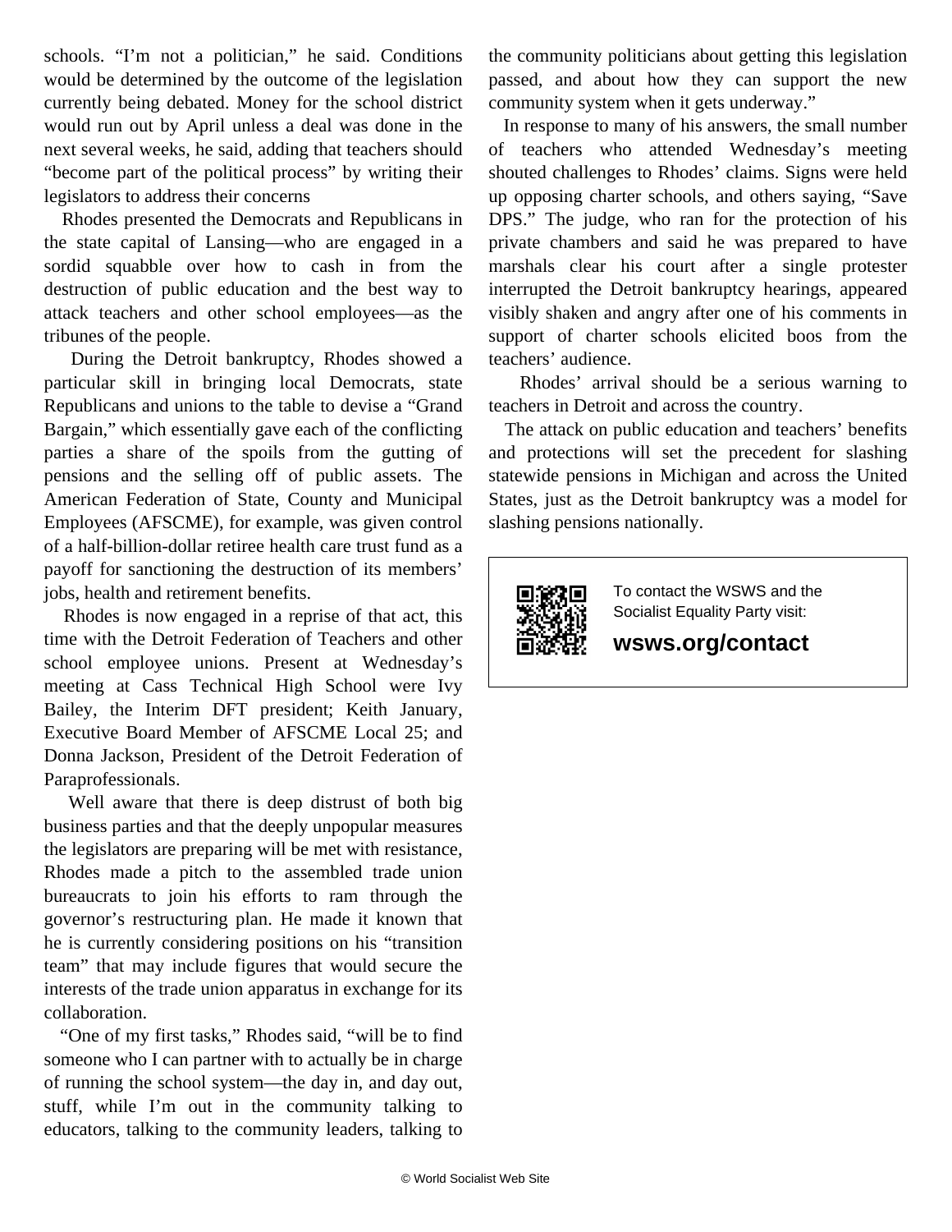schools. "I'm not a politician," he said. Conditions would be determined by the outcome of the legislation currently being debated. Money for the school district would run out by April unless a deal was done in the next several weeks, he said, adding that teachers should "become part of the political process" by writing their legislators to address their concerns

Rhodes presented the Democrats and Republicans in the state capital of Lansing—who are engaged in a sordid squabble over how to cash in from the destruction of public education and the best way to attack teachers and other school employees—as the tribunes of the people.

During the Detroit bankruptcy, Rhodes showed a particular skill in bringing local Democrats, state Republicans and unions to the table to devise a "Grand Bargain," which essentially gave each of the conflicting parties a share of the spoils from the gutting of pensions and the selling off of public assets. The American Federation of State, County and Municipal Employees (AFSCME), for example, was given control of a half-billion-dollar retiree health care trust fund as a payoff for sanctioning the destruction of its members' jobs, health and retirement benefits.

Rhodes is now engaged in a reprise of that act, this time with the Detroit Federation of Teachers and other school employee unions. Present at Wednesday's meeting at Cass Technical High School were Ivy Bailey, the Interim DFT president; Keith January, Executive Board Member of AFSCME Local 25; and Donna Jackson, President of the Detroit Federation of Paraprofessionals.

Well aware that there is deep distrust of both big business parties and that the deeply unpopular measures the legislators are preparing will be met with resistance, Rhodes made a pitch to the assembled trade union bureaucrats to join his efforts to ram through the governor's restructuring plan. He made it known that he is currently considering positions on his "transition team" that may include figures that would secure the interests of the trade union apparatus in exchange for its collaboration.

"One of my first tasks," Rhodes said, "will be to find someone who I can partner with to actually be in charge of running the school system—the day in, and day out, stuff, while I'm out in the community talking to educators, talking to the community leaders, talking to the community politicians about getting this legislation passed, and about how they can support the new community system when it gets underway."

In response to many of his answers, the small number of teachers who attended Wednesday's meeting shouted challenges to Rhodes' claims. Signs were held up opposing charter schools, and others saying, "Save DPS." The judge, who ran for the protection of his private chambers and said he was prepared to have marshals clear his court after a single protester interrupted the Detroit bankruptcy hearings, appeared visibly shaken and angry after one of his comments in support of charter schools elicited boos from the teachers' audience.

Rhodes' arrival should be a serious warning to teachers in Detroit and across the country.

The attack on public education and teachers' benefits and protections will set the precedent for slashing statewide pensions in Michigan and across the United States, just as the Detroit bankruptcy was a model for slashing pensions nationally.

To contact the WSWS and the Socialist Equality Party visit:

**wsws.org/contact**